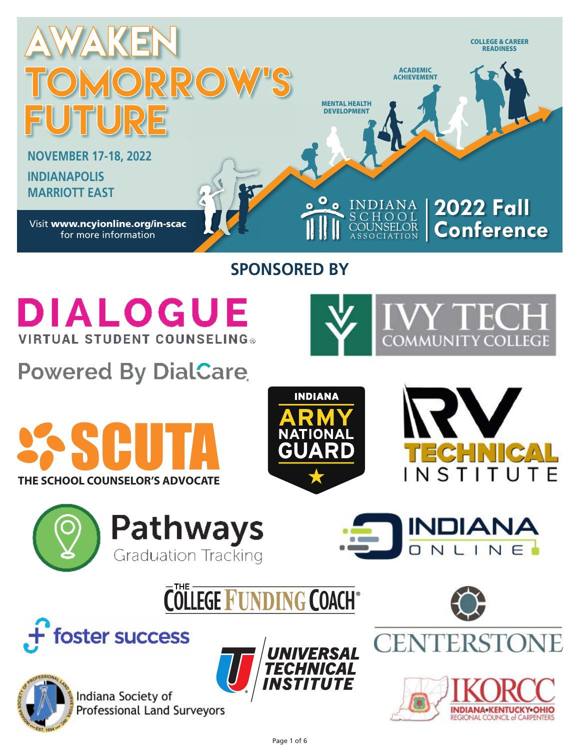# AWAKEN TOMORROW'S FUTURE

**NOVEMBER 17-18, 2022**

**INDIANAPOLIS MARRIOTT EAST**

Visit **www.ncyionline.org/in-scac** for more information

MENTAL HEALTH DEVELOPMENT

ACADEMIC ACHIEVEMENT

COLLEGE & CAREER READINESS

INDIANA SCHOOL COUNSELOR ASSOCIATION

**2022 Fall Conference**

## SPONSORED BY

DIALOGUE VIRTUAL STUDENT COUNSELING® Powered By DialCare

IVY TECH COMMUNITY COLLEGE

SCUTA THE SCHOOL COUNSELOR'S ADVOCATE

INDIANA ARMY NATIONAL GUARD

RV TECHNICAL INSTITUTE

Pathways Graduation Tracking

INDIANA ONLINE

THE COLLEGE FUNDING COACH®

foster success

CENTERSTONE

Indiana Society of Professional Land Surveyors

UNIVERSAL TECHNICAL INSTITUTE

IKORCC INDIANA★KENTUCKY★OHIO REGIONAL COUNCIL of CARPENTERS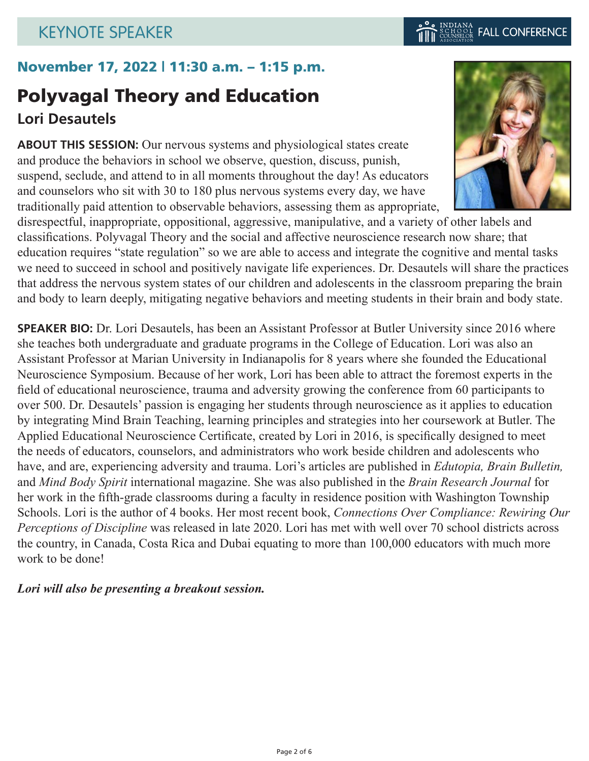# KEYNOTE SPEAKER

## November 17, 2022 | 11:30 a.m. – 1:15 p.m.

# Polyvagal Theory and Education

### Lori Desautels

**ABOUT THIS SESSION:** Our nervous systems and physiological states create and produce the behaviors in school we observe, question, discuss, punish, suspend, seclude, and attend to in all moments throughout the day! As educators and counselors who sit with 30 to 180 plus nervous systems every day, we have traditionally paid attention to observable behaviors, assessing them as appropriate, disrespectful, inappropriate, oppositional, aggressive, manipulative, and a variety of other labels and classifications. Polyvagal Theory and the social and affective neuroscience research now share; that education requires "state regulation" so we are able to access and integrate the cognitive and mental tasks we need to succeed in school and positively navigate life experiences. Dr. Desautels will share the practices that address the nervous system states of our children and adolescents in the classroom preparing the brain and body to learn deeply, mitigating negative behaviors and meeting students in their brain and body state.

**SPEAKER BIO:** Dr. Lori Desautels, has been an Assistant Professor at Butler University since 2016 where she teaches both undergraduate and graduate programs in the College of Education. Lori was also an Assistant Professor at Marian University in Indianapolis for 8 years where she founded the Educational Neuroscience Symposium. Because of her work, Lori has been able to attract the foremost experts in the field of educational neuroscience, trauma and adversity growing the conference from 60 participants to over 500. Dr. Desautels' passion is engaging her students through neuroscience as it applies to education by integrating Mind Brain Teaching, learning principles and strategies into her coursework at Butler. The Applied Educational Neuroscience Certificate, created by Lori in 2016, is specifically designed to meet the needs of educators, counselors, and administrators who work beside children and adolescents who have, and are, experiencing adversity and trauma. Lori's articles are published in *Edutopia, Brain Bulletin,* and *Mind Body Spirit* international magazine. She was also published in the *Brain Research Journal* for her work in the fifth-grade classrooms during a faculty in residence position with Washington Township Schools. Lori is the author of 4 books. Her most recent book, *Connections Over Compliance: Rewiring Our Perceptions of Discipline* was released in late 2020. Lori has met with well over 70 school districts across the country, in Canada, Costa Rica and Dubai equating to more than 100,000 educators with much more work to be done!

***Lori will also be presenting a breakout session.***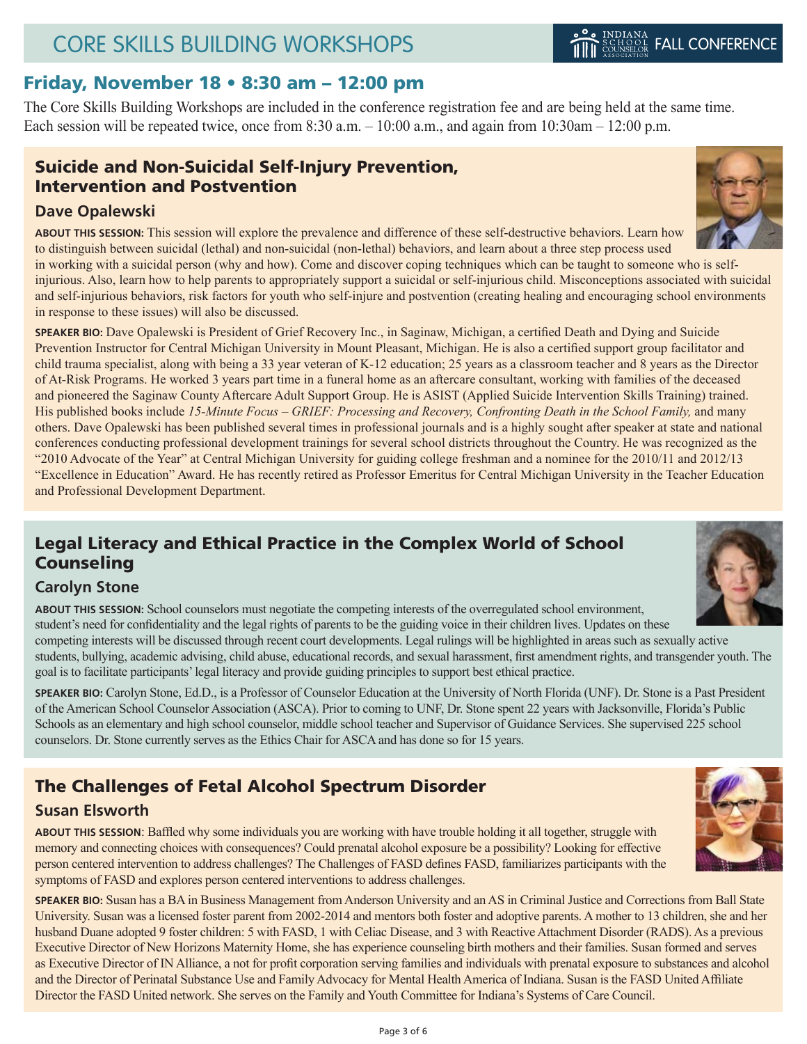# CORE SKILLS BUILDING WORKSHOPS

## Friday, November 18 • 8:30 am – 12:00 pm

The Core Skills Building Workshops are included in the conference registration fee and are being held at the same time. Each session will be repeated twice, once from 8:30 a.m. – 10:00 a.m., and again from 10:30am – 12:00 p.m.

### Suicide and Non-Suicidal Self-Injury Prevention, Intervention and Postvention

#### Dave Opalewski

**ABOUT THIS SESSION:** This session will explore the prevalence and difference of these self-destructive behaviors. Learn how to distinguish between suicidal (lethal) and non-suicidal (non-lethal) behaviors, and learn about a three step process used in working with a suicidal person (why and how). Come and discover coping techniques which can be taught to someone who is self-injurious. Also, learn how to help parents to appropriately support a suicidal or self-injurious child. Misconceptions associated with suicidal and self-injurious behaviors, risk factors for youth who self-injure and postvention (creating healing and encouraging school environments in response to these issues) will also be discussed.

**SPEAKER BIO:** Dave Opalewski is President of Grief Recovery Inc., in Saginaw, Michigan, a certified Death and Dying and Suicide Prevention Instructor for Central Michigan University in Mount Pleasant, Michigan. He is also a certified support group facilitator and child trauma specialist, along with being a 33 year veteran of K-12 education; 25 years as a classroom teacher and 8 years as the Director of At-Risk Programs. He worked 3 years part time in a funeral home as an aftercare consultant, working with families of the deceased and pioneered the Saginaw County Aftercare Adult Support Group. He is ASIST (Applied Suicide Intervention Skills Training) trained. His published books include *15-Minute Focus – GRIEF: Processing and Recovery, Confronting Death in the School Family,* and many others. Dave Opalewski has been published several times in professional journals and is a highly sought after speaker at state and national conferences conducting professional development trainings for several school districts throughout the Country. He was recognized as the "2010 Advocate of the Year" at Central Michigan University for guiding college freshman and a nominee for the 2010/11 and 2012/13 "Excellence in Education" Award. He has recently retired as Professor Emeritus for Central Michigan University in the Teacher Education and Professional Development Department.

### Legal Literacy and Ethical Practice in the Complex World of School Counseling

#### Carolyn Stone

**ABOUT THIS SESSION:** School counselors must negotiate the competing interests of the overregulated school environment, student's need for confidentiality and the legal rights of parents to be the guiding voice in their children lives. Updates on these competing interests will be discussed through recent court developments. Legal rulings will be highlighted in areas such as sexually active students, bullying, academic advising, child abuse, educational records, and sexual harassment, first amendment rights, and transgender youth. The goal is to facilitate participants' legal literacy and provide guiding principles to support best ethical practice.

**SPEAKER BIO:** Carolyn Stone, Ed.D., is a Professor of Counselor Education at the University of North Florida (UNF). Dr. Stone is a Past President of the American School Counselor Association (ASCA). Prior to coming to UNF, Dr. Stone spent 22 years with Jacksonville, Florida's Public Schools as an elementary and high school counselor, middle school teacher and Supervisor of Guidance Services. She supervised 225 school counselors. Dr. Stone currently serves as the Ethics Chair for ASCA and has done so for 15 years.

### The Challenges of Fetal Alcohol Spectrum Disorder

#### Susan Elsworth

**ABOUT THIS SESSION**: Baffled why some individuals you are working with have trouble holding it all together, struggle with memory and connecting choices with consequences? Could prenatal alcohol exposure be a possibility? Looking for effective person centered intervention to address challenges? The Challenges of FASD defines FASD, familiarizes participants with the symptoms of FASD and explores person centered interventions to address challenges.

**SPEAKER BIO:** Susan has a BA in Business Management from Anderson University and an AS in Criminal Justice and Corrections from Ball State University. Susan was a licensed foster parent from 2002-2014 and mentors both foster and adoptive parents. A mother to 13 children, she and her husband Duane adopted 9 foster children: 5 with FASD, 1 with Celiac Disease, and 3 with Reactive Attachment Disorder (RADS). As a previous Executive Director of New Horizons Maternity Home, she has experience counseling birth mothers and their families. Susan formed and serves as Executive Director of IN Alliance, a not for profit corporation serving families and individuals with prenatal exposure to substances and alcohol and the Director of Perinatal Substance Use and Family Advocacy for Mental Health America of Indiana. Susan is the FASD United Affiliate Director the FASD United network. She serves on the Family and Youth Committee for Indiana's Systems of Care Council.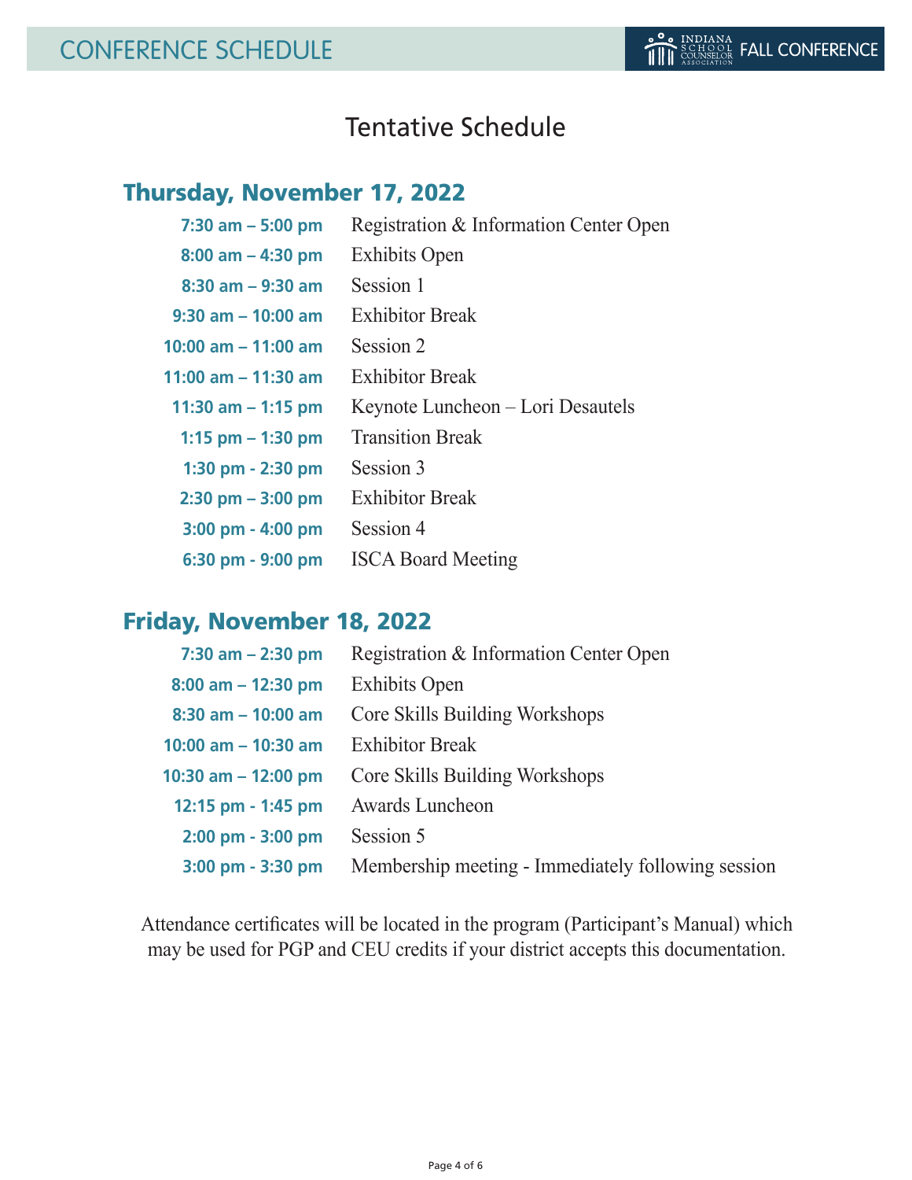# CONFERENCE SCHEDULE

## Tentative Schedule

### Thursday, November 17, 2022

| | |
|---|---|
| **7:30 am – 5:00 pm** | Registration & Information Center Open |
| **8:00 am – 4:30 pm** | Exhibits Open |
| **8:30 am – 9:30 am** | Session 1 |
| **9:30 am – 10:00 am** | Exhibitor Break |
| **10:00 am – 11:00 am** | Session 2 |
| **11:00 am – 11:30 am** | Exhibitor Break |
| **11:30 am – 1:15 pm** | Keynote Luncheon – Lori Desautels |
| **1:15 pm – 1:30 pm** | Transition Break |
| **1:30 pm - 2:30 pm** | Session 3 |
| **2:30 pm – 3:00 pm** | Exhibitor Break |
| **3:00 pm - 4:00 pm** | Session 4 |
| **6:30 pm - 9:00 pm** | ISCA Board Meeting |

### Friday, November 18, 2022

| | |
|---|---|
| **7:30 am – 2:30 pm** | Registration & Information Center Open |
| **8:00 am – 12:30 pm** | Exhibits Open |
| **8:30 am – 10:00 am** | Core Skills Building Workshops |
| **10:00 am – 10:30 am** | Exhibitor Break |
| **10:30 am – 12:00 pm** | Core Skills Building Workshops |
| **12:15 pm - 1:45 pm** | Awards Luncheon |
| **2:00 pm - 3:00 pm** | Session 5 |
| **3:00 pm - 3:30 pm** | Membership meeting - Immediately following session |

Attendance certificates will be located in the program (Participant's Manual) which may be used for PGP and CEU credits if your district accepts this documentation.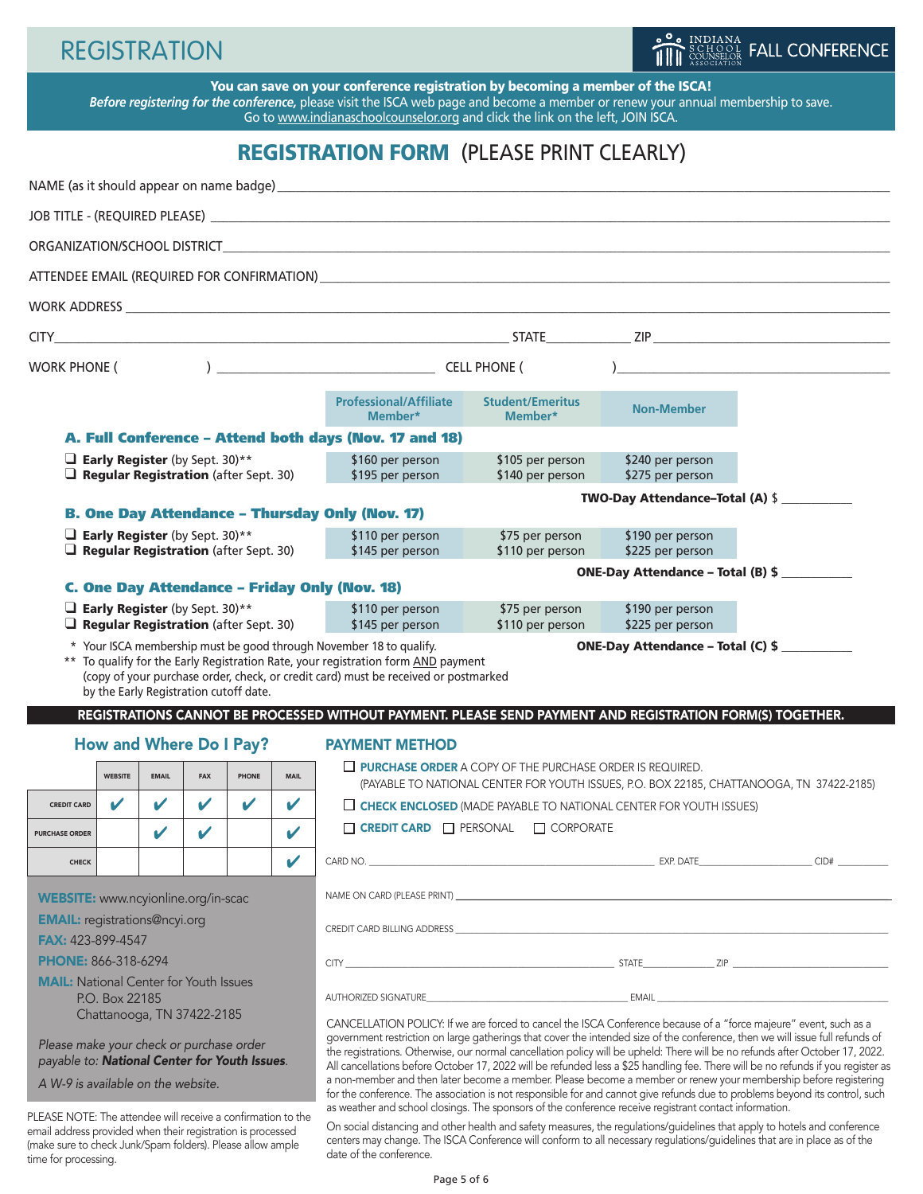# REGISTRATION

INDIANA SCHOOL COUNSELOR ASSOCIATION FALL CONFERENCE

**You can save on your conference registration by becoming a member of the ISCA!**
*Before registering for the conference,* please visit the ISCA web page and become a member or renew your annual membership to save. Go to www.indianaschoolcounselor.org and click the link on the left, JOIN ISCA.

## REGISTRATION FORM (PLEASE PRINT CLEARLY)

NAME (as it should appear on name badge) ____________________

JOB TITLE - (REQUIRED PLEASE) ____________________

ORGANIZATION/SCHOOL DISTRICT ____________________

ATTENDEE EMAIL (REQUIRED FOR CONFIRMATION) ____________________

WORK ADDRESS ____________________

CITY ____________________ STATE __________ ZIP ____________________

WORK PHONE ( ) ____________________ CELL PHONE ( ) ____________________

| | Professional/Affiliate Member* | Student/Emeritus Member* | Non-Member |
|---|---|---|---|
| **A. Full Conference – Attend both days (Nov. 17 and 18)** | | | |
| ☐ **Early Register** (by Sept. 30)** | $160 per person | $105 per person | $240 per person |
| ☐ **Regular Registration** (after Sept. 30) | $195 per person | $140 per person | $275 per person |
| | | | **TWO-Day Attendance–Total (A) $** __________ |
| **B. One Day Attendance – Thursday Only (Nov. 17)** | | | |
| ☐ **Early Register** (by Sept. 30)** | $110 per person | $75 per person | $190 per person |
| ☐ **Regular Registration** (after Sept. 30) | $145 per person | $110 per person | $225 per person |
| | | | **ONE-Day Attendance – Total (B) $** __________ |
| **C. One Day Attendance – Friday Only (Nov. 18)** | | | |
| ☐ **Early Register** (by Sept. 30)** | $110 per person | $75 per person | $190 per person |
| ☐ **Regular Registration** (after Sept. 30) | $145 per person | $110 per person | $225 per person |
| | | | **ONE-Day Attendance – Total (C) $** __________ |

\* Your ISCA membership must be good through November 18 to qualify.

\*\* To qualify for the Early Registration Rate, your registration form AND payment (copy of your purchase order, check, or credit card) must be received or postmarked by the Early Registration cutoff date.

**REGISTRATIONS CANNOT BE PROCESSED WITHOUT PAYMENT. PLEASE SEND PAYMENT AND REGISTRATION FORM(S) TOGETHER.**

### How and Where Do I Pay?

| | WEBSITE | EMAIL | FAX | PHONE | MAIL |
|---|---|---|---|---|---|
| CREDIT CARD | ✔ | ✔ | ✔ | ✔ | ✔ |
| PURCHASE ORDER | | ✔ | ✔ | | ✔ |
| CHECK | | | | | ✔ |

**WEBSITE:** www.ncyionline.org/in-scac

**EMAIL:** registrations@ncyi.org

**FAX:** 423-899-4547

**PHONE:** 866-318-6294

**MAIL:** National Center for Youth Issues
P.O. Box 22185
Chattanooga, TN 37422-2185

*Please make your check or purchase order payable to:* ***National Center for Youth Issues****.*

*A W-9 is available on the website.*

PLEASE NOTE: The attendee will receive a confirmation to the email address provided when their registration is processed (make sure to check Junk/Spam folders). Please allow ample time for processing.

### PAYMENT METHOD

☐ **PURCHASE ORDER** A COPY OF THE PURCHASE ORDER IS REQUIRED.
(PAYABLE TO NATIONAL CENTER FOR YOUTH ISSUES, P.O. BOX 22185, CHATTANOOGA, TN 37422-2185)

☐ **CHECK ENCLOSED** (MADE PAYABLE TO NATIONAL CENTER FOR YOUTH ISSUES)

☐ **CREDIT CARD** ☐ PERSONAL ☐ CORPORATE

CARD NO. ____________________ EXP. DATE __________ CID# __________

NAME ON CARD (PLEASE PRINT) ____________________

CREDIT CARD BILLING ADDRESS ____________________

CITY ____________________ STATE __________ ZIP ____________________

AUTHORIZED SIGNATURE ____________________ EMAIL ____________________

CANCELLATION POLICY: If we are forced to cancel the ISCA Conference because of a "force majeure" event, such as a government restriction on large gatherings that cover the intended size of the conference, then we will issue full refunds of the registrations. Otherwise, our normal cancellation policy will be upheld: There will be no refunds after October 17, 2022. All cancellations before October 17, 2022 will be refunded less a $25 handling fee. There will be no refunds if you register as a non-member and then later become a member. Please become a member or renew your membership before registering for the conference. The association is not responsible for and cannot give refunds due to problems beyond its control, such as weather and school closings. The sponsors of the conference receive registrant contact information.

On social distancing and other health and safety measures, the regulations/guidelines that apply to hotels and conference centers may change. The ISCA Conference will conform to all necessary regulations/guidelines that are in place as of the date of the conference.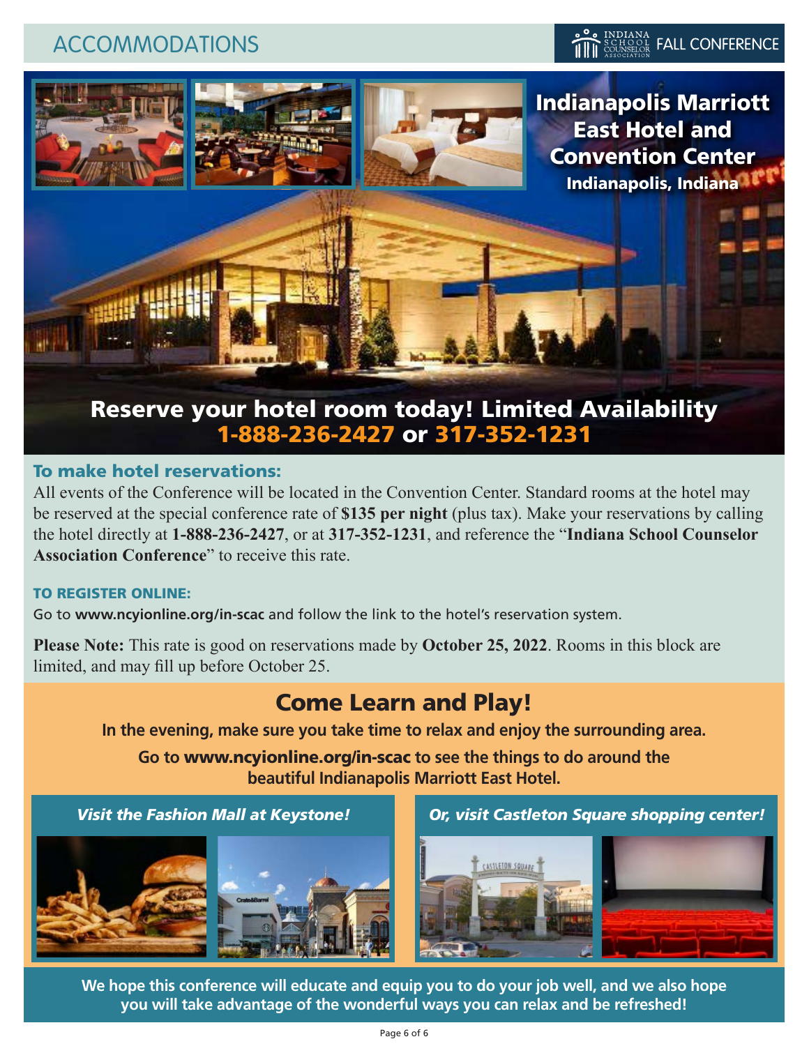# ACCOMMODATIONS

## Indianapolis Marriott East Hotel and Convention Center

**Indianapolis, Indiana**

## Reserve your hotel room today! Limited Availability

**1-888-236-2427 or 317-352-1231**

### To make hotel reservations:

All events of the Conference will be located in the Convention Center. Standard rooms at the hotel may be reserved at the special conference rate of **$135 per night** (plus tax). Make your reservations by calling the hotel directly at **1-888-236-2427**, or at **317-352-1231**, and reference the "**Indiana School Counselor Association Conference**" to receive this rate.

### TO REGISTER ONLINE:

Go to **www.ncyionline.org/in-scac** and follow the link to the hotel's reservation system.

**Please Note:** This rate is good on reservations made by **October 25, 2022**. Rooms in this block are limited, and may fill up before October 25.

## Come Learn and Play!

**In the evening, make sure you take time to relax and enjoy the surrounding area.**

**Go to www.ncyionline.org/in-scac to see the things to do around the beautiful Indianapolis Marriott East Hotel.**

***Visit the Fashion Mall at Keystone!***

***Or, visit Castleton Square shopping center!***

**We hope this conference will educate and equip you to do your job well, and we also hope you will take advantage of the wonderful ways you can relax and be refreshed!**